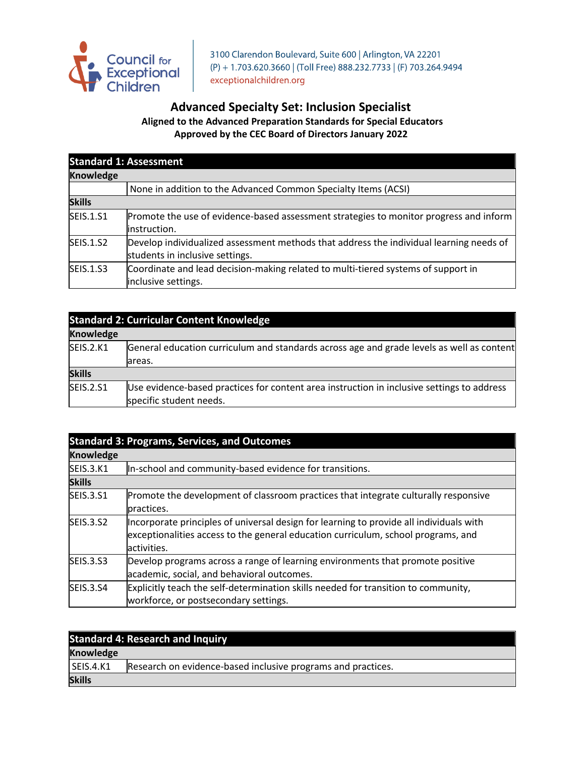Council for Exceptional Children

3100 Clarendon Boulevard, Suite 600 | Arlington, VA 22201
(P) + 1.703.620.3660 | (Toll Free) 888.232.7733 | (F) 703.264.9494
exceptionalchildren.org

# Advanced Specialty Set: Inclusion Specialist

**Aligned to the Advanced Preparation Standards for Special Educators**
**Approved by the CEC Board of Directors January 2022**

| **Standard 1: Assessment** | |
|---|---|
| **Knowledge** | |
| | None in addition to the Advanced Common Specialty Items (ACSI) |
| **Skills** | |
| SEIS.1.S1 | Promote the use of evidence-based assessment strategies to monitor progress and inform instruction. |
| SEIS.1.S2 | Develop individualized assessment methods that address the individual learning needs of students in inclusive settings. |
| SEIS.1.S3 | Coordinate and lead decision-making related to multi-tiered systems of support in inclusive settings. |

| **Standard 2: Curricular Content Knowledge** | |
|---|---|
| **Knowledge** | |
| SEIS.2.K1 | General education curriculum and standards across age and grade levels as well as content areas. |
| **Skills** | |
| SEIS.2.S1 | Use evidence-based practices for content area instruction in inclusive settings to address specific student needs. |

| **Standard 3: Programs, Services, and Outcomes** | |
|---|---|
| **Knowledge** | |
| SEIS.3.K1 | In-school and community-based evidence for transitions. |
| **Skills** | |
| SEIS.3.S1 | Promote the development of classroom practices that integrate culturally responsive practices. |
| SEIS.3.S2 | Incorporate principles of universal design for learning to provide all individuals with exceptionalities access to the general education curriculum, school programs, and activities. |
| SEIS.3.S3 | Develop programs across a range of learning environments that promote positive academic, social, and behavioral outcomes. |
| SEIS.3.S4 | Explicitly teach the self-determination skills needed for transition to community, workforce, or postsecondary settings. |

| **Standard 4: Research and Inquiry** | |
|---|---|
| **Knowledge** | |
| SEIS.4.K1 | Research on evidence-based inclusive programs and practices. |
| **Skills** | |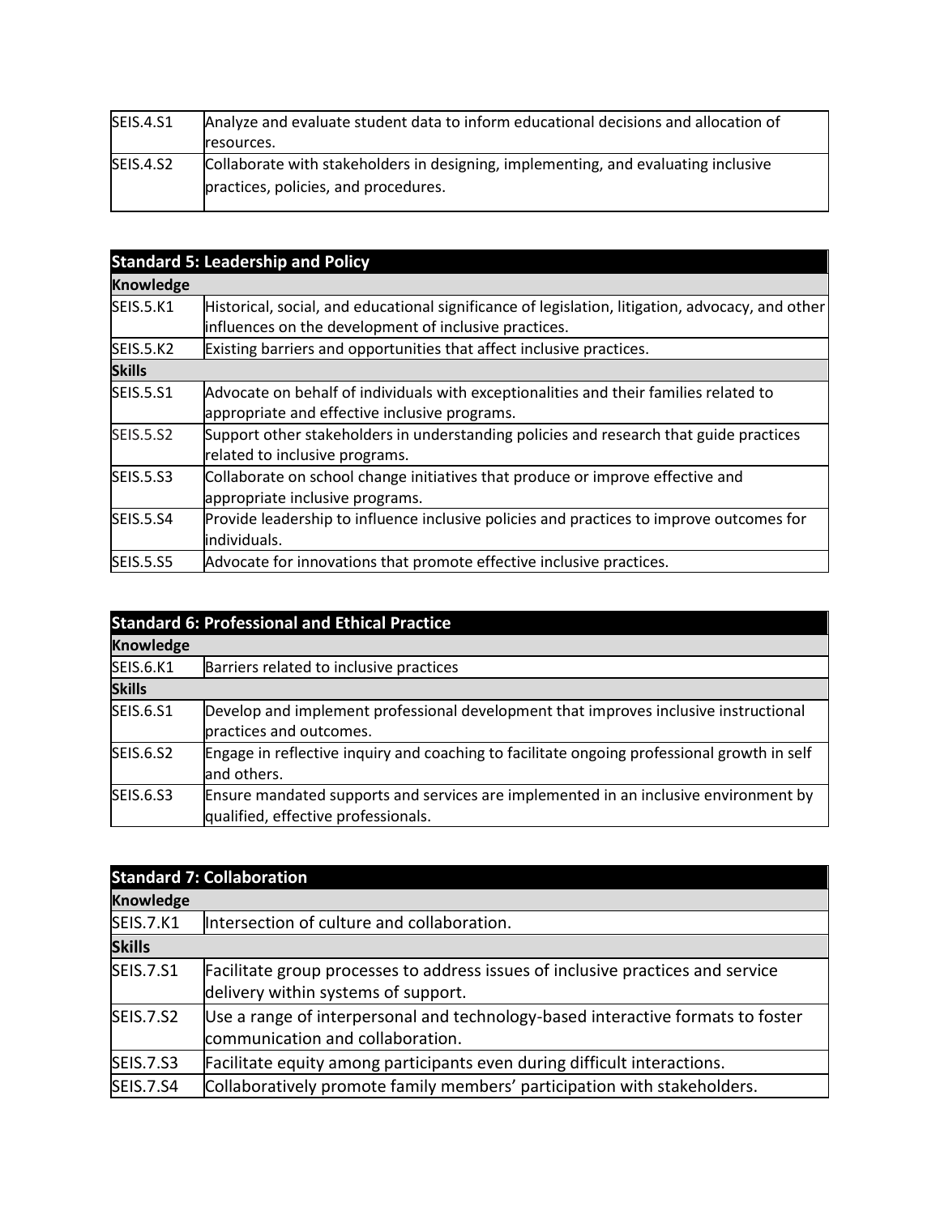| | |
|---|---|
| SEIS.4.S1 | Analyze and evaluate student data to inform educational decisions and allocation of resources. |
| SEIS.4.S2 | Collaborate with stakeholders in designing, implementing, and evaluating inclusive practices, policies, and procedures. |

| **Standard 5: Leadership and Policy** | |
|---|---|
| **Knowledge** | |
| SEIS.5.K1 | Historical, social, and educational significance of legislation, litigation, advocacy, and other influences on the development of inclusive practices. |
| SEIS.5.K2 | Existing barriers and opportunities that affect inclusive practices. |
| **Skills** | |
| SEIS.5.S1 | Advocate on behalf of individuals with exceptionalities and their families related to appropriate and effective inclusive programs. |
| SEIS.5.S2 | Support other stakeholders in understanding policies and research that guide practices related to inclusive programs. |
| SEIS.5.S3 | Collaborate on school change initiatives that produce or improve effective and appropriate inclusive programs. |
| SEIS.5.S4 | Provide leadership to influence inclusive policies and practices to improve outcomes for individuals. |
| SEIS.5.S5 | Advocate for innovations that promote effective inclusive practices. |

| **Standard 6: Professional and Ethical Practice** | |
|---|---|
| **Knowledge** | |
| SEIS.6.K1 | Barriers related to inclusive practices |
| **Skills** | |
| SEIS.6.S1 | Develop and implement professional development that improves inclusive instructional practices and outcomes. |
| SEIS.6.S2 | Engage in reflective inquiry and coaching to facilitate ongoing professional growth in self and others. |
| SEIS.6.S3 | Ensure mandated supports and services are implemented in an inclusive environment by qualified, effective professionals. |

| **Standard 7: Collaboration** | |
|---|---|
| **Knowledge** | |
| SEIS.7.K1 | Intersection of culture and collaboration. |
| **Skills** | |
| SEIS.7.S1 | Facilitate group processes to address issues of inclusive practices and service delivery within systems of support. |
| SEIS.7.S2 | Use a range of interpersonal and technology-based interactive formats to foster communication and collaboration. |
| SEIS.7.S3 | Facilitate equity among participants even during difficult interactions. |
| SEIS.7.S4 | Collaboratively promote family members' participation with stakeholders. |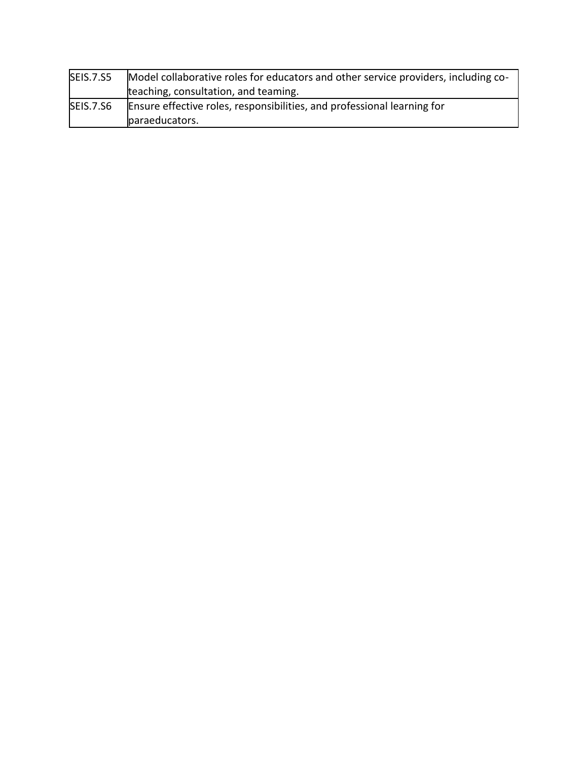| | |
|---|---|
| SEIS.7.S5 | Model collaborative roles for educators and other service providers, including co-teaching, consultation, and teaming. |
| SEIS.7.S6 | Ensure effective roles, responsibilities, and professional learning for paraeducators. |